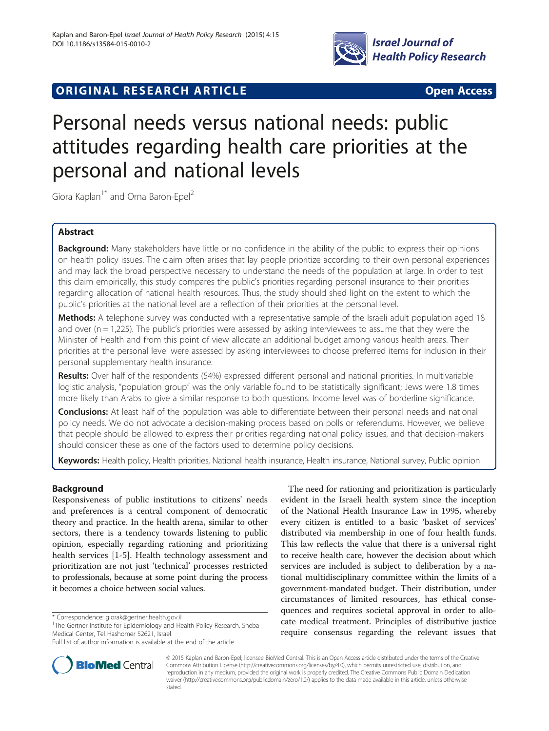**ORIGINAL RESEARCH ARTICLE** **Open Access**

# Personal needs versus national needs: public attitudes regarding health care priorities at the personal and national levels

Giora Kaplan[1*] and Orna Baron-Epel[2]

## Abstract

**Background:** Many stakeholders have little or no confidence in the ability of the public to express their opinions on health policy issues. The claim often arises that lay people prioritize according to their own personal experiences and may lack the broad perspective necessary to understand the needs of the population at large. In order to test this claim empirically, this study compares the public's priorities regarding personal insurance to their priorities regarding allocation of national health resources. Thus, the study should shed light on the extent to which the public's priorities at the national level are a reflection of their priorities at the personal level.

**Methods:** A telephone survey was conducted with a representative sample of the Israeli adult population aged 18 and over (n = 1,225). The public's priorities were assessed by asking interviewees to assume that they were the Minister of Health and from this point of view allocate an additional budget among various health areas. Their priorities at the personal level were assessed by asking interviewees to choose preferred items for inclusion in their personal supplementary health insurance.

**Results:** Over half of the respondents (54%) expressed different personal and national priorities. In multivariable logistic analysis, "population group" was the only variable found to be statistically significant; Jews were 1.8 times more likely than Arabs to give a similar response to both questions. Income level was of borderline significance.

**Conclusions:** At least half of the population was able to differentiate between their personal needs and national policy needs. We do not advocate a decision-making process based on polls or referendums. However, we believe that people should be allowed to express their priorities regarding national policy issues, and that decision-makers should consider these as one of the factors used to determine policy decisions.

**Keywords:** Health policy, Health priorities, National health insurance, Health insurance, National survey, Public opinion

## Background

Responsiveness of public institutions to citizens' needs and preferences is a central component of democratic theory and practice. In the health arena, similar to other sectors, there is a tendency towards listening to public opinion, especially regarding rationing and prioritizing health services [1-5]. Health technology assessment and prioritization are not just 'technical' processes restricted to professionals, because at some point during the process it becomes a choice between social values.

The need for rationing and prioritization is particularly evident in the Israeli health system since the inception of the National Health Insurance Law in 1995, whereby every citizen is entitled to a basic 'basket of services' distributed via membership in one of four health funds. This law reflects the value that there is a universal right to receive health care, however the decision about which services are included is subject to deliberation by a national multidisciplinary committee within the limits of a government-mandated budget. Their distribution, under circumstances of limited resources, has ethical consequences and requires societal approval in order to allocate medical treatment. Principles of distributive justice require consensus regarding the relevant issues that

\* Correspondence: giorak@gertner.health.gov.il

[1]The Gertner Institute for Epidemiology and Health Policy Research, Sheba Medical Center, Tel Hashomer 52621, Israel

Full list of author information is available at the end of the article

© 2015 Kaplan and Baron-Epel; licensee BioMed Central. This is an Open Access article distributed under the terms of the Creative Commons Attribution License (http://creativecommons.org/licenses/by/4.0), which permits unrestricted use, distribution, and reproduction in any medium, provided the original work is properly credited. The Creative Commons Public Domain Dedication waiver (http://creativecommons.org/publicdomain/zero/1.0/) applies to the data made available in this article, unless otherwise stated.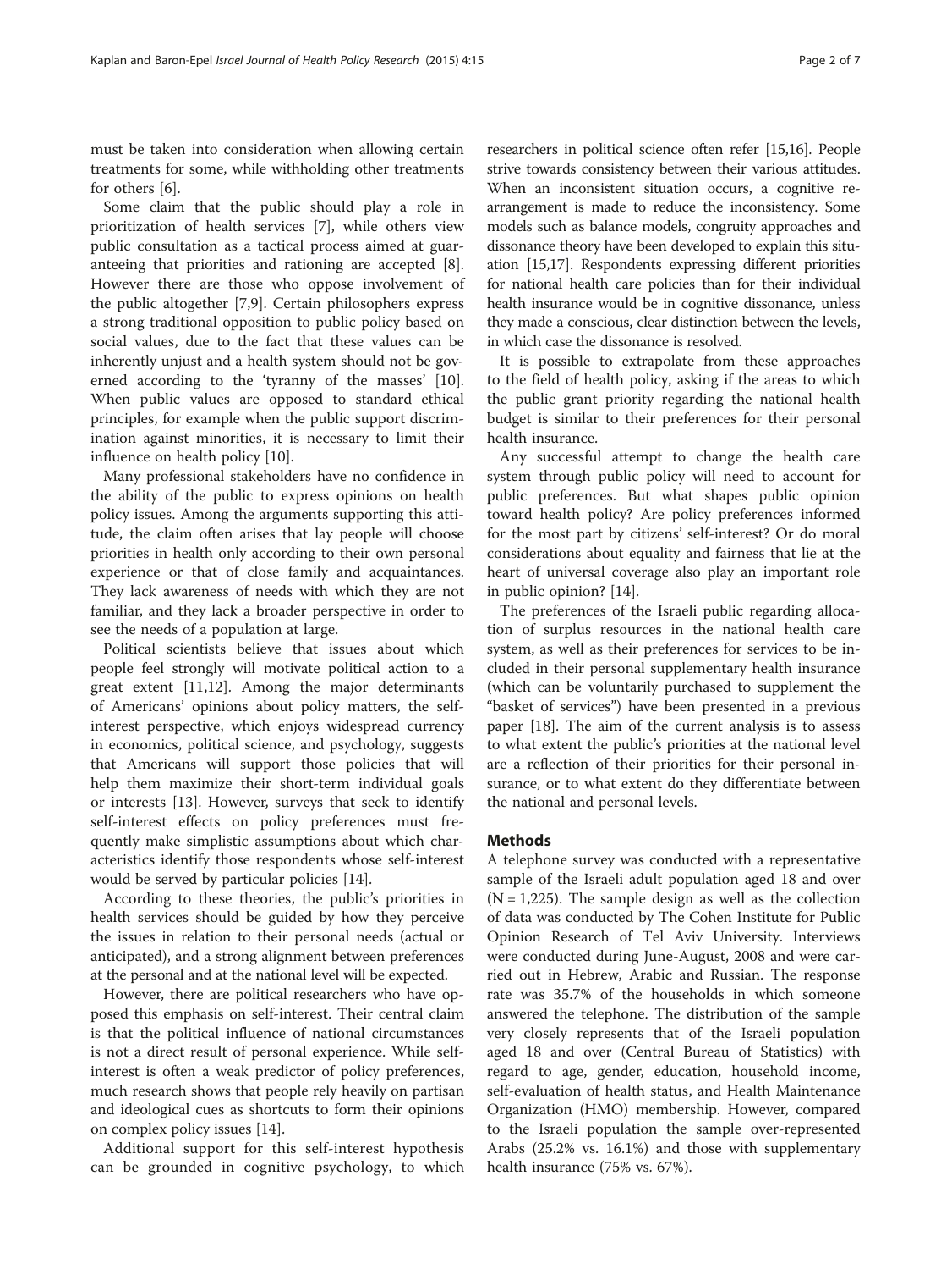must be taken into consideration when allowing certain treatments for some, while withholding other treatments for others [6].

Some claim that the public should play a role in prioritization of health services [7], while others view public consultation as a tactical process aimed at guaranteeing that priorities and rationing are accepted [8]. However there are those who oppose involvement of the public altogether [7,9]. Certain philosophers express a strong traditional opposition to public policy based on social values, due to the fact that these values can be inherently unjust and a health system should not be governed according to the 'tyranny of the masses' [10]. When public values are opposed to standard ethical principles, for example when the public support discrimination against minorities, it is necessary to limit their influence on health policy [10].

Many professional stakeholders have no confidence in the ability of the public to express opinions on health policy issues. Among the arguments supporting this attitude, the claim often arises that lay people will choose priorities in health only according to their own personal experience or that of close family and acquaintances. They lack awareness of needs with which they are not familiar, and they lack a broader perspective in order to see the needs of a population at large.

Political scientists believe that issues about which people feel strongly will motivate political action to a great extent [11,12]. Among the major determinants of Americans' opinions about policy matters, the self-interest perspective, which enjoys widespread currency in economics, political science, and psychology, suggests that Americans will support those policies that will help them maximize their short-term individual goals or interests [13]. However, surveys that seek to identify self-interest effects on policy preferences must frequently make simplistic assumptions about which characteristics identify those respondents whose self-interest would be served by particular policies [14].

According to these theories, the public's priorities in health services should be guided by how they perceive the issues in relation to their personal needs (actual or anticipated), and a strong alignment between preferences at the personal and at the national level will be expected.

However, there are political researchers who have opposed this emphasis on self-interest. Their central claim is that the political influence of national circumstances is not a direct result of personal experience. While self-interest is often a weak predictor of policy preferences, much research shows that people rely heavily on partisan and ideological cues as shortcuts to form their opinions on complex policy issues [14].

Additional support for this self-interest hypothesis can be grounded in cognitive psychology, to which researchers in political science often refer [15,16]. People strive towards consistency between their various attitudes. When an inconsistent situation occurs, a cognitive re-arrangement is made to reduce the inconsistency. Some models such as balance models, congruity approaches and dissonance theory have been developed to explain this situation [15,17]. Respondents expressing different priorities for national health care policies than for their individual health insurance would be in cognitive dissonance, unless they made a conscious, clear distinction between the levels, in which case the dissonance is resolved.

It is possible to extrapolate from these approaches to the field of health policy, asking if the areas to which the public grant priority regarding the national health budget is similar to their preferences for their personal health insurance.

Any successful attempt to change the health care system through public policy will need to account for public preferences. But what shapes public opinion toward health policy? Are policy preferences informed for the most part by citizens' self-interest? Or do moral considerations about equality and fairness that lie at the heart of universal coverage also play an important role in public opinion? [14].

The preferences of the Israeli public regarding allocation of surplus resources in the national health care system, as well as their preferences for services to be included in their personal supplementary health insurance (which can be voluntarily purchased to supplement the "basket of services") have been presented in a previous paper [18]. The aim of the current analysis is to assess to what extent the public's priorities at the national level are a reflection of their priorities for their personal insurance, or to what extent do they differentiate between the national and personal levels.

## Methods

A telephone survey was conducted with a representative sample of the Israeli adult population aged 18 and over (N = 1,225). The sample design as well as the collection of data was conducted by The Cohen Institute for Public Opinion Research of Tel Aviv University. Interviews were conducted during June-August, 2008 and were carried out in Hebrew, Arabic and Russian. The response rate was 35.7% of the households in which someone answered the telephone. The distribution of the sample very closely represents that of the Israeli population aged 18 and over (Central Bureau of Statistics) with regard to age, gender, education, household income, self-evaluation of health status, and Health Maintenance Organization (HMO) membership. However, compared to the Israeli population the sample over-represented Arabs (25.2% vs. 16.1%) and those with supplementary health insurance (75% vs. 67%).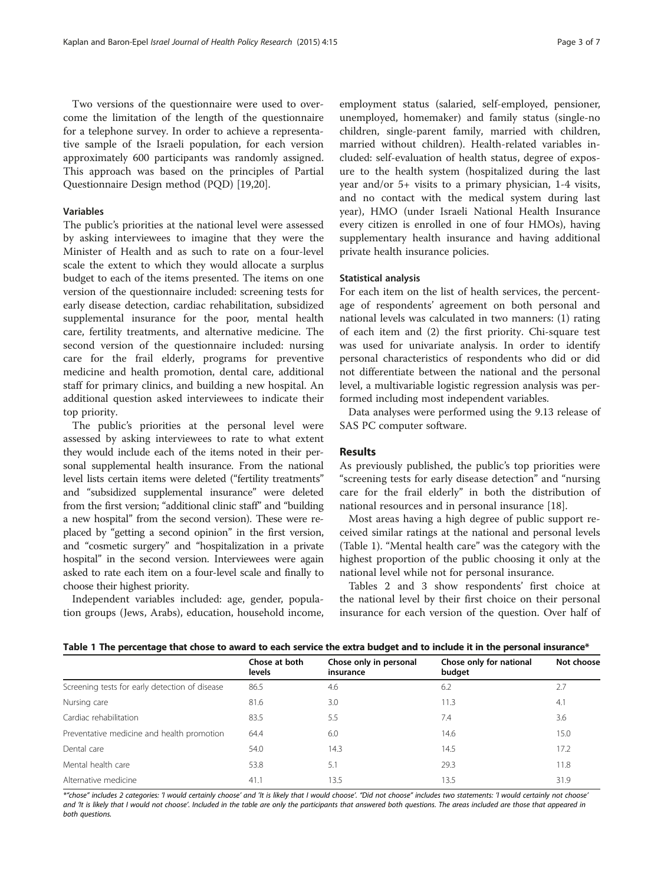Two versions of the questionnaire were used to overcome the limitation of the length of the questionnaire for a telephone survey. In order to achieve a representative sample of the Israeli population, for each version approximately 600 participants was randomly assigned. This approach was based on the principles of Partial Questionnaire Design method (PQD) [19,20].

### Variables

The public's priorities at the national level were assessed by asking interviewees to imagine that they were the Minister of Health and as such to rate on a four-level scale the extent to which they would allocate a surplus budget to each of the items presented. The items on one version of the questionnaire included: screening tests for early disease detection, cardiac rehabilitation, subsidized supplemental insurance for the poor, mental health care, fertility treatments, and alternative medicine. The second version of the questionnaire included: nursing care for the frail elderly, programs for preventive medicine and health promotion, dental care, additional staff for primary clinics, and building a new hospital. An additional question asked interviewees to indicate their top priority.

The public's priorities at the personal level were assessed by asking interviewees to rate to what extent they would include each of the items noted in their personal supplemental health insurance. From the national level lists certain items were deleted ("fertility treatments" and "subsidized supplemental insurance" were deleted from the first version; "additional clinic staff" and "building a new hospital" from the second version). These were replaced by "getting a second opinion" in the first version, and "cosmetic surgery" and "hospitalization in a private hospital" in the second version. Interviewees were again asked to rate each item on a four-level scale and finally to choose their highest priority.

Independent variables included: age, gender, population groups (Jews, Arabs), education, household income, employment status (salaried, self-employed, pensioner, unemployed, homemaker) and family status (single-no children, single-parent family, married with children, married without children). Health-related variables included: self-evaluation of health status, degree of exposure to the health system (hospitalized during the last year and/or 5+ visits to a primary physician, 1-4 visits, and no contact with the medical system during last year), HMO (under Israeli National Health Insurance every citizen is enrolled in one of four HMOs), having supplementary health insurance and having additional private health insurance policies.

### Statistical analysis

For each item on the list of health services, the percentage of respondents' agreement on both personal and national levels was calculated in two manners: (1) rating of each item and (2) the first priority. Chi-square test was used for univariate analysis. In order to identify personal characteristics of respondents who did or did not differentiate between the national and the personal level, a multivariable logistic regression analysis was performed including most independent variables.

Data analyses were performed using the 9.13 release of SAS PC computer software.

## Results

As previously published, the public's top priorities were "screening tests for early disease detection" and "nursing care for the frail elderly" in both the distribution of national resources and in personal insurance [18].

Most areas having a high degree of public support received similar ratings at the national and personal levels (Table 1). "Mental health care" was the category with the highest proportion of the public choosing it only at the national level while not for personal insurance.

Tables 2 and 3 show respondents' first choice at the national level by their first choice on their personal insurance for each version of the question. Over half of

**Table 1 The percentage that chose to award to each service the extra budget and to include it in the personal insurance***

| | Chose at both levels | Chose only in personal insurance | Chose only for national budget | Not choose |
|---|---|---|---|---|
| Screening tests for early detection of disease | 86.5 | 4.6 | 6.2 | 2.7 |
| Nursing care | 81.6 | 3.0 | 11.3 | 4.1 |
| Cardiac rehabilitation | 83.5 | 5.5 | 7.4 | 3.6 |
| Preventative medicine and health promotion | 64.4 | 6.0 | 14.6 | 15.0 |
| Dental care | 54.0 | 14.3 | 14.5 | 17.2 |
| Mental health care | 53.8 | 5.1 | 29.3 | 11.8 |
| Alternative medicine | 41.1 | 13.5 | 13.5 | 31.9 |

*"chose" includes 2 categories: 'I would certainly choose' and 'It is likely that I would choose'. "Did not choose" includes two statements: 'I would certainly not choose' and 'It is likely that I would not choose'. Included in the table are only the participants that answered both questions. The areas included are those that appeared in both questions.*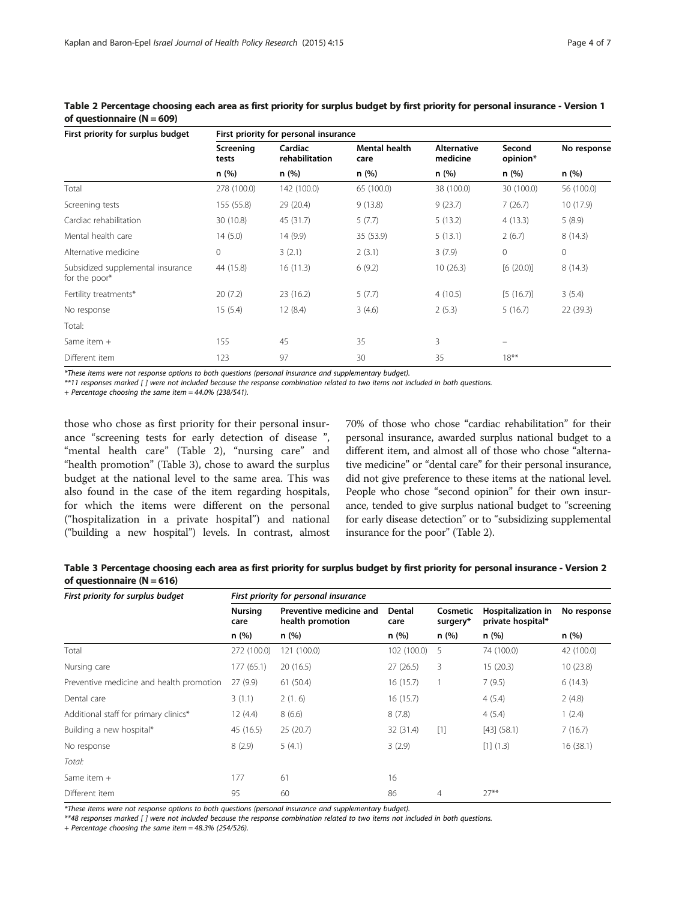**Table 2 Percentage choosing each area as first priority for surplus budget by first priority for personal insurance - Version 1 of questionnaire (N = 609)**

| First priority for surplus budget | First priority for personal insurance | | | | | |
|---|---|---|---|---|---|---|
| | Screening tests | Cardiac rehabilitation | Mental health care | Alternative medicine | Second opinion* | No response |
| | n (%) | n (%) | n (%) | n (%) | n (%) | n (%) |
| Total | 278 (100.0) | 142 (100.0) | 65 (100.0) | 38 (100.0) | 30 (100.0) | 56 (100.0) |
| Screening tests | 155 (55.8) | 29 (20.4) | 9 (13.8) | 9 (23.7) | 7 (26.7) | 10 (17.9) |
| Cardiac rehabilitation | 30 (10.8) | 45 (31.7) | 5 (7.7) | 5 (13.2) | 4 (13.3) | 5 (8.9) |
| Mental health care | 14 (5.0) | 14 (9.9) | 35 (53.9) | 5 (13.1) | 2 (6.7) | 8 (14.3) |
| Alternative medicine | 0 | 3 (2.1) | 2 (3.1) | 3 (7.9) | 0 | 0 |
| Subsidized supplemental insurance for the poor* | 44 (15.8) | 16 (11.3) | 6 (9.2) | 10 (26.3) | [6 (20.0)] | 8 (14.3) |
| Fertility treatments* | 20 (7.2) | 23 (16.2) | 5 (7.7) | 4 (10.5) | [5 (16.7)] | 3 (5.4) |
| No response | 15 (5.4) | 12 (8.4) | 3 (4.6) | 2 (5.3) | 5 (16.7) | 22 (39.3) |
| Total: | | | | | | |
| Same item + | 155 | 45 | 35 | 3 | – | |
| Different item | 123 | 97 | 30 | 35 | 18** | |

*These items were not response options to both questions (personal insurance and supplementary budget).

**11 responses marked [ ] were not included because the response combination related to two items not included in both questions.

+ Percentage choosing the same item = 44.0% (238/541).

those who chose as first priority for their personal insurance "screening tests for early detection of disease ", "mental health care" (Table 2), "nursing care" and "health promotion" (Table 3), chose to award the surplus budget at the national level to the same area. This was also found in the case of the item regarding hospitals, for which the items were different on the personal ("hospitalization in a private hospital") and national ("building a new hospital") levels. In contrast, almost 70% of those who chose "cardiac rehabilitation" for their personal insurance, awarded surplus national budget to a different item, and almost all of those who chose "alternative medicine" or "dental care" for their personal insurance, did not give preference to these items at the national level. People who chose "second opinion" for their own insurance, tended to give surplus national budget to "screening for early disease detection" or to "subsidizing supplemental insurance for the poor" (Table 2).

**Table 3 Percentage choosing each area as first priority for surplus budget by first priority for personal insurance - Version 2 of questionnaire (N = 616)**

| *First priority for surplus budget* | *First priority for personal insurance* | | | | | |
|---|---|---|---|---|---|---|
| | Nursing care | Preventive medicine and health promotion | Dental care | Cosmetic surgery* | Hospitalization in private hospital* | No response |
| | n (%) | n (%) | n (%) | n (%) | n (%) | n (%) |
| Total | 272 (100.0) | 121 (100.0) | 102 (100.0) | 5 | 74 (100.0) | 42 (100.0) |
| Nursing care | 177 (65.1) | 20 (16.5) | 27 (26.5) | 3 | 15 (20.3) | 10 (23.8) |
| Preventive medicine and health promotion | 27 (9.9) | 61 (50.4) | 16 (15.7) | 1 | 7 (9.5) | 6 (14.3) |
| Dental care | 3 (1.1) | 2 (1. 6) | 16 (15.7) | | 4 (5.4) | 2 (4.8) |
| Additional staff for primary clinics* | 12 (4.4) | 8 (6.6) | 8 (7.8) | | 4 (5.4) | 1 (2.4) |
| Building a new hospital* | 45 (16.5) | 25 (20.7) | 32 (31.4) | [1] | [43] (58.1) | 7 (16.7) |
| No response | 8 (2.9) | 5 (4.1) | 3 (2.9) | | [1] (1.3) | 16 (38.1) |
| *Total:* | | | | | | |
| Same item + | 177 | 61 | 16 | | | |
| Different item | 95 | 60 | 86 | 4 | 27** | |

*These items were not response options to both questions (personal insurance and supplementary budget).

**48 responses marked [ ] were not included because the response combination related to two items not included in both questions.

+ Percentage choosing the same item = 48.3% (254/526).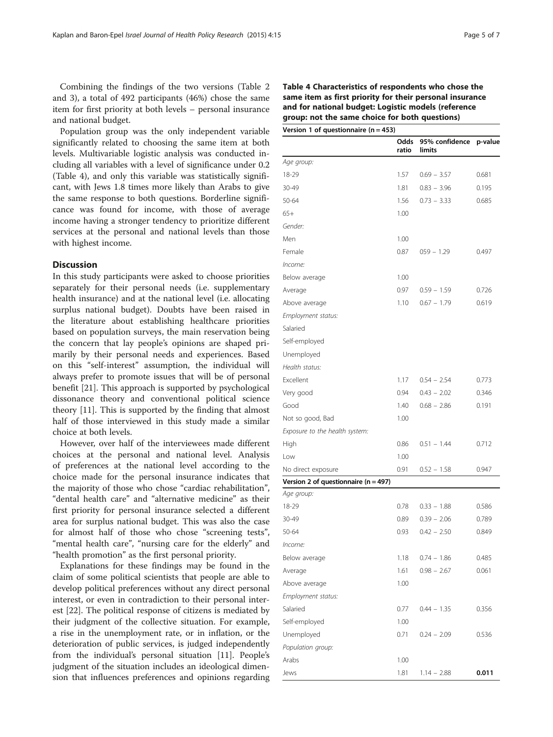Combining the findings of the two versions (Table 2 and 3), a total of 492 participants (46%) chose the same item for first priority at both levels – personal insurance and national budget.

Population group was the only independent variable significantly related to choosing the same item at both levels. Multivariable logistic analysis was conducted including all variables with a level of significance under 0.2 (Table 4), and only this variable was statistically significant, with Jews 1.8 times more likely than Arabs to give the same response to both questions. Borderline significance was found for income, with those of average income having a stronger tendency to prioritize different services at the personal and national levels than those with highest income.

## Discussion

In this study participants were asked to choose priorities separately for their personal needs (i.e. supplementary health insurance) and at the national level (i.e. allocating surplus national budget). Doubts have been raised in the literature about establishing healthcare priorities based on population surveys, the main reservation being the concern that lay people's opinions are shaped primarily by their personal needs and experiences. Based on this "self-interest" assumption, the individual will always prefer to promote issues that will be of personal benefit [21]. This approach is supported by psychological dissonance theory and conventional political science theory [11]. This is supported by the finding that almost half of those interviewed in this study made a similar choice at both levels.

However, over half of the interviewees made different choices at the personal and national level. Analysis of preferences at the national level according to the choice made for the personal insurance indicates that the majority of those who chose "cardiac rehabilitation", "dental health care" and "alternative medicine" as their first priority for personal insurance selected a different area for surplus national budget. This was also the case for almost half of those who chose "screening tests", "mental health care", "nursing care for the elderly" and "health promotion" as the first personal priority.

Explanations for these findings may be found in the claim of some political scientists that people are able to develop political preferences without any direct personal interest, or even in contradiction to their personal interest [22]. The political response of citizens is mediated by their judgment of the collective situation. For example, a rise in the unemployment rate, or in inflation, or the deterioration of public services, is judged independently from the individual's personal situation [11]. People's judgment of the situation includes an ideological dimension that influences preferences and opinions regarding

**Table 4 Characteristics of respondents who chose the same item as first priority for their personal insurance and for national budget: Logistic models (reference group: not the same choice for both questions)**

| | Odds ratio | 95% confidence limits | p-value |
|---|---|---|---|
| **Version 1 of questionnaire (n = 453)** | | | |
| *Age group:* | | | |
| 18-29 | 1.57 | 0.69 – 3.57 | 0.681 |
| 30-49 | 1.81 | 0.83 – 3.96 | 0.195 |
| 50-64 | 1.56 | 0.73 – 3.33 | 0.685 |
| 65+ | 1.00 | | |
| *Gender:* | | | |
| Men | 1.00 | | |
| Female | 0.87 | 059 – 1.29 | 0.497 |
| *Income:* | | | |
| Below average | 1.00 | | |
| Average | 0.97 | 0.59 – 1.59 | 0.726 |
| Above average | 1.10 | 0.67 – 1.79 | 0.619 |
| *Employment status:* | | | |
| Salaried | | | |
| Self-employed | | | |
| Unemployed | | | |
| *Health status:* | | | |
| Excellent | 1.17 | 0.54 – 2.54 | 0.773 |
| Very good | 0.94 | 0.43 – 2.02 | 0.346 |
| Good | 1.40 | 0.68 – 2.86 | 0.191 |
| Not so good, Bad | 1.00 | | |
| *Exposure to the health system:* | | | |
| High | 0.86 | 0.51 – 1.44 | 0.712 |
| Low | 1.00 | | |
| No direct exposure | 0.91 | 0.52 – 1.58 | 0.947 |
| **Version 2 of questionnaire (n = 497)** | | | |
| *Age group:* | | | |
| 18-29 | 0.78 | 0.33 – 1.88 | 0.586 |
| 30-49 | 0.89 | 0.39 – 2.06 | 0.789 |
| 50-64 | 0.93 | 0.42 – 2.50 | 0.849 |
| *Income:* | | | |
| Below average | 1.18 | 0.74 – 1.86 | 0.485 |
| Average | 1.61 | 0.98 – 2.67 | 0.061 |
| Above average | 1.00 | | |
| *Employment status:* | | | |
| Salaried | 0.77 | 0.44 – 1.35 | 0.356 |
| Self-employed | 1.00 | | |
| Unemployed | 0.71 | 0.24 – 2.09 | 0.536 |
| *Population group:* | | | |
| Arabs | 1.00 | | |
| Jews | 1.81 | 1.14 – 2.88 | **0.011** |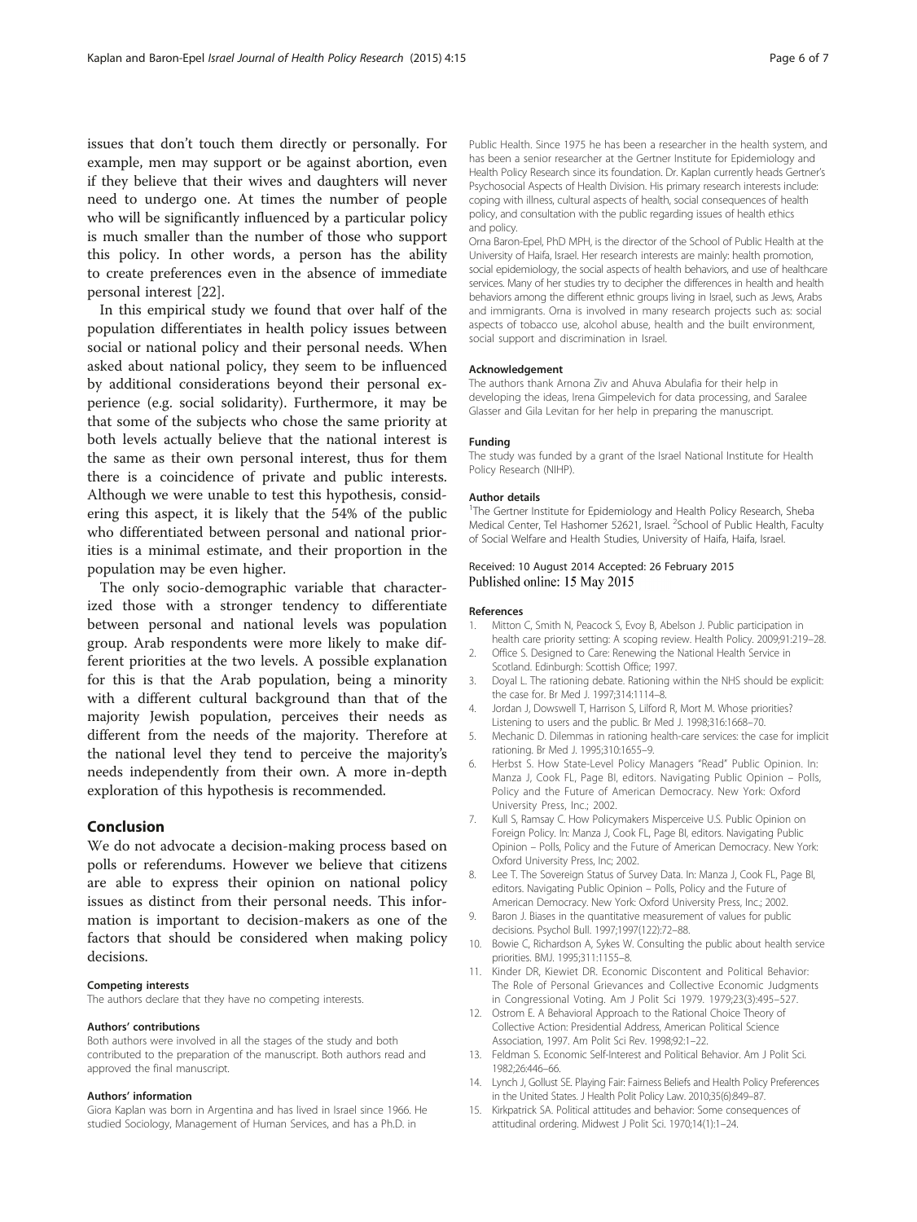issues that don't touch them directly or personally. For example, men may support or be against abortion, even if they believe that their wives and daughters will never need to undergo one. At times the number of people who will be significantly influenced by a particular policy is much smaller than the number of those who support this policy. In other words, a person has the ability to create preferences even in the absence of immediate personal interest [22].

In this empirical study we found that over half of the population differentiates in health policy issues between social or national policy and their personal needs. When asked about national policy, they seem to be influenced by additional considerations beyond their personal experience (e.g. social solidarity). Furthermore, it may be that some of the subjects who chose the same priority at both levels actually believe that the national interest is the same as their own personal interest, thus for them there is a coincidence of private and public interests. Although we were unable to test this hypothesis, considering this aspect, it is likely that the 54% of the public who differentiated between personal and national priorities is a minimal estimate, and their proportion in the population may be even higher.

The only socio-demographic variable that characterized those with a stronger tendency to differentiate between personal and national levels was population group. Arab respondents were more likely to make different priorities at the two levels. A possible explanation for this is that the Arab population, being a minority with a different cultural background than that of the majority Jewish population, perceives their needs as different from the needs of the majority. Therefore at the national level they tend to perceive the majority's needs independently from their own. A more in-depth exploration of this hypothesis is recommended.

## Conclusion

We do not advocate a decision-making process based on polls or referendums. However we believe that citizens are able to express their opinion on national policy issues as distinct from their personal needs. This information is important to decision-makers as one of the factors that should be considered when making policy decisions.

#### Competing interests

The authors declare that they have no competing interests.

#### Authors' contributions

Both authors were involved in all the stages of the study and both contributed to the preparation of the manuscript. Both authors read and approved the final manuscript.

#### Authors' information

Giora Kaplan was born in Argentina and has lived in Israel since 1966. He studied Sociology, Management of Human Services, and has a Ph.D. in Public Health. Since 1975 he has been a researcher in the health system, and has been a senior researcher at the Gertner Institute for Epidemiology and Health Policy Research since its foundation. Dr. Kaplan currently heads Gertner's Psychosocial Aspects of Health Division. His primary research interests include: coping with illness, cultural aspects of health, social consequences of health policy, and consultation with the public regarding issues of health ethics and policy.

Orna Baron-Epel, PhD MPH, is the director of the School of Public Health at the University of Haifa, Israel. Her research interests are mainly: health promotion, social epidemiology, the social aspects of health behaviors, and use of healthcare services. Many of her studies try to decipher the differences in health and health behaviors among the different ethnic groups living in Israel, such as Jews, Arabs and immigrants. Orna is involved in many research projects such as: social aspects of tobacco use, alcohol abuse, health and the built environment, social support and discrimination in Israel.

#### Acknowledgement

The authors thank Arnona Ziv and Ahuva Abulafia for their help in developing the ideas, Irena Gimpelevich for data processing, and Saralee Glasser and Gila Levitan for her help in preparing the manuscript.

#### Funding

The study was funded by a grant of the Israel National Institute for Health Policy Research (NIHP).

#### Author details

[1]The Gertner Institute for Epidemiology and Health Policy Research, Sheba Medical Center, Tel Hashomer 52621, Israel. [2]School of Public Health, Faculty of Social Welfare and Health Studies, University of Haifa, Haifa, Israel.

Received: 10 August 2014 Accepted: 26 February 2015
Published online: 15 May 2015

#### References

1. Mitton C, Smith N, Peacock S, Evoy B, Abelson J. Public participation in health care priority setting: A scoping review. Health Policy. 2009;91:219–28.
2. Office S. Designed to Care: Renewing the National Health Service in Scotland. Edinburgh: Scottish Office; 1997.
3. Doyal L. The rationing debate. Rationing within the NHS should be explicit: the case for. Br Med J. 1997;314:1114–8.
4. Jordan J, Dowswell T, Harrison S, Lilford R, Mort M. Whose priorities? Listening to users and the public. Br Med J. 1998;316:1668–70.
5. Mechanic D. Dilemmas in rationing health-care services: the case for implicit rationing. Br Med J. 1995;310:1655–9.
6. Herbst S. How State-Level Policy Managers "Read" Public Opinion. In: Manza J, Cook FL, Page BI, editors. Navigating Public Opinion – Polls, Policy and the Future of American Democracy. New York: Oxford University Press, Inc.; 2002.
7. Kull S, Ramsay C. How Policymakers Misperceive U.S. Public Opinion on Foreign Policy. In: Manza J, Cook FL, Page BI, editors. Navigating Public Opinion – Polls, Policy and the Future of American Democracy. New York: Oxford University Press, Inc; 2002.
8. Lee T. The Sovereign Status of Survey Data. In: Manza J, Cook FL, Page BI, editors. Navigating Public Opinion – Polls, Policy and the Future of American Democracy. New York: Oxford University Press, Inc.; 2002.
9. Baron J. Biases in the quantitative measurement of values for public decisions. Psychol Bull. 1997;1997(122):72–88.
10. Bowie C, Richardson A, Sykes W. Consulting the public about health service priorities. BMJ. 1995;311:1155–8.
11. Kinder DR, Kiewiet DR. Economic Discontent and Political Behavior: The Role of Personal Grievances and Collective Economic Judgments in Congressional Voting. Am J Polit Sci 1979. 1979;23(3):495–527.
12. Ostrom E. A Behavioral Approach to the Rational Choice Theory of Collective Action: Presidential Address, American Political Science Association, 1997. Am Polit Sci Rev. 1998;92:1–22.
13. Feldman S. Economic Self-Interest and Political Behavior. Am J Polit Sci. 1982;26:446–66.
14. Lynch J, Gollust SE. Playing Fair: Fairness Beliefs and Health Policy Preferences in the United States. J Health Polit Policy Law. 2010;35(6):849–87.
15. Kirkpatrick SA. Political attitudes and behavior: Some consequences of attitudinal ordering. Midwest J Polit Sci. 1970;14(1):1–24.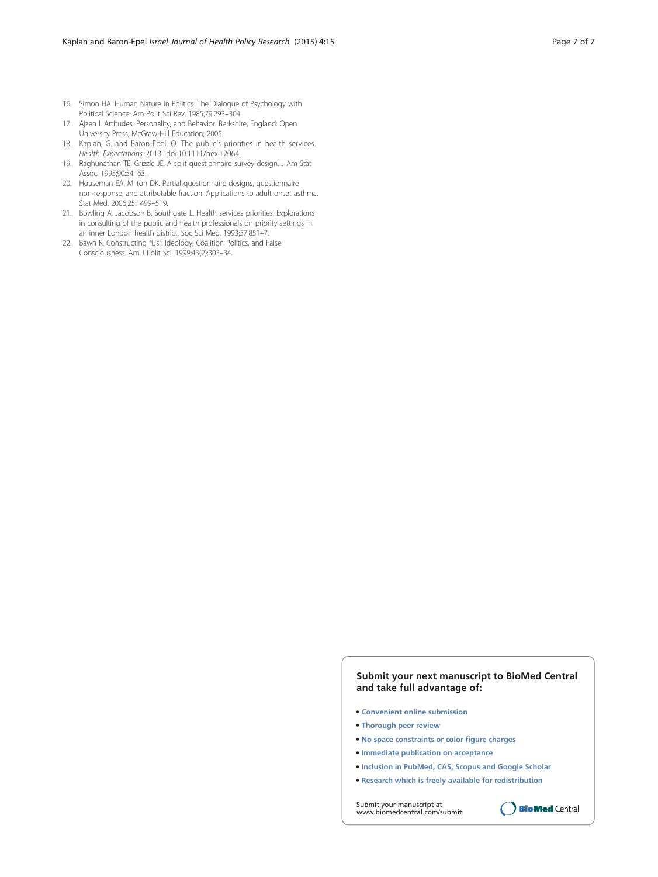16. Simon HA. Human Nature in Politics: The Dialogue of Psychology with Political Science. Am Polit Sci Rev. 1985;79:293–304.
17. Ajzen I. Attitudes, Personality, and Behavior. Berkshire, England: Open University Press, McGraw-Hill Education; 2005.
18. Kaplan, G. and Baron-Epel, O. The public's priorities in health services. *Health Expectations* 2013, doi:10.1111/hex.12064.
19. Raghunathan TE, Grizzle JE. A split questionnaire survey design. J Am Stat Assoc. 1995;90:54–63.
20. Houseman EA, Milton DK. Partial questionnaire designs, questionnaire non-response, and attributable fraction: Applications to adult onset asthma. Stat Med. 2006;25:1499–519.
21. Bowling A, Jacobson B, Southgate L. Health services priorities. Explorations in consulting of the public and health professionals on priority settings in an inner London health district. Soc Sci Med. 1993;37:851–7.
22. Bawn K. Constructing "Us": Ideology, Coalition Politics, and False Consciousness. Am J Polit Sci. 1999;43(2):303–34.

**Submit your next manuscript to BioMed Central and take full advantage of:**

- **Convenient online submission**
- **Thorough peer review**
- **No space constraints or color figure charges**
- **Immediate publication on acceptance**
- **Inclusion in PubMed, CAS, Scopus and Google Scholar**
- **Research which is freely available for redistribution**

Submit your manuscript at
www.biomedcentral.com/submit

BioMed Central